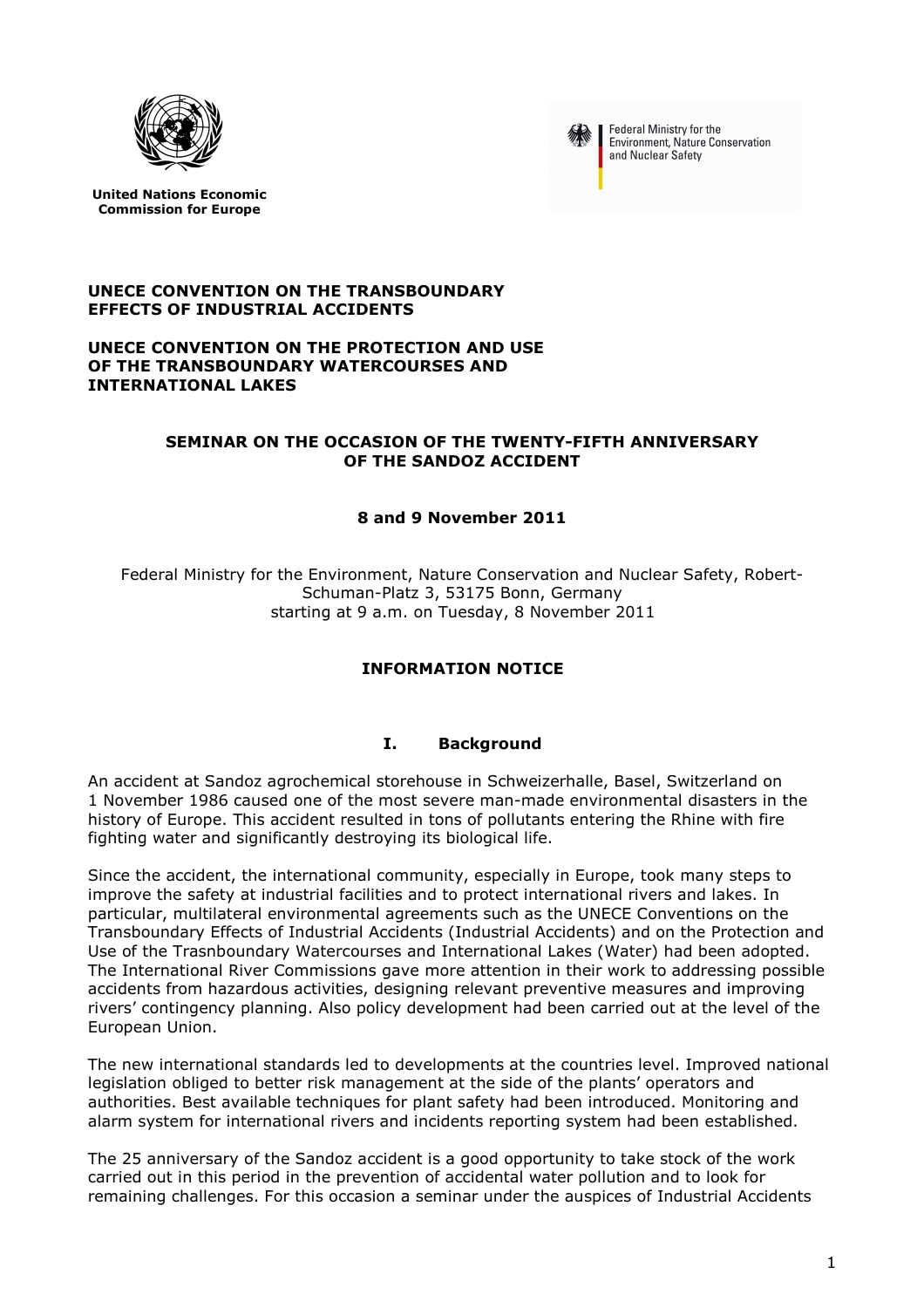**United Nations Economic Commission for Europe**

Federal Ministry for the Environment, Nature Conservation and Nuclear Safety

**UNECE CONVENTION ON THE TRANSBOUNDARY EFFECTS OF INDUSTRIAL ACCIDENTS**

**UNECE CONVENTION ON THE PROTECTION AND USE OF THE TRANSBOUNDARY WATERCOURSES AND INTERNATIONAL LAKES**

**SEMINAR ON THE OCCASION OF THE TWENTY-FIFTH ANNIVERSARY OF THE SANDOZ ACCIDENT**

**8 and 9 November 2011**

Federal Ministry for the Environment, Nature Conservation and Nuclear Safety, Robert-Schuman-Platz 3, 53175 Bonn, Germany
starting at 9 a.m. on Tuesday, 8 November 2011

**INFORMATION NOTICE**

## I. Background

An accident at Sandoz agrochemical storehouse in Schweizerhalle, Basel, Switzerland on 1 November 1986 caused one of the most severe man-made environmental disasters in the history of Europe. This accident resulted in tons of pollutants entering the Rhine with fire fighting water and significantly destroying its biological life.

Since the accident, the international community, especially in Europe, took many steps to improve the safety at industrial facilities and to protect international rivers and lakes. In particular, multilateral environmental agreements such as the UNECE Conventions on the Transboundary Effects of Industrial Accidents (Industrial Accidents) and on the Protection and Use of the Trasnboundary Watercourses and International Lakes (Water) had been adopted. The International River Commissions gave more attention in their work to addressing possible accidents from hazardous activities, designing relevant preventive measures and improving rivers' contingency planning. Also policy development had been carried out at the level of the European Union.

The new international standards led to developments at the countries level. Improved national legislation obliged to better risk management at the side of the plants' operators and authorities. Best available techniques for plant safety had been introduced. Monitoring and alarm system for international rivers and incidents reporting system had been established.

The 25 anniversary of the Sandoz accident is a good opportunity to take stock of the work carried out in this period in the prevention of accidental water pollution and to look for remaining challenges. For this occasion a seminar under the auspices of Industrial Accidents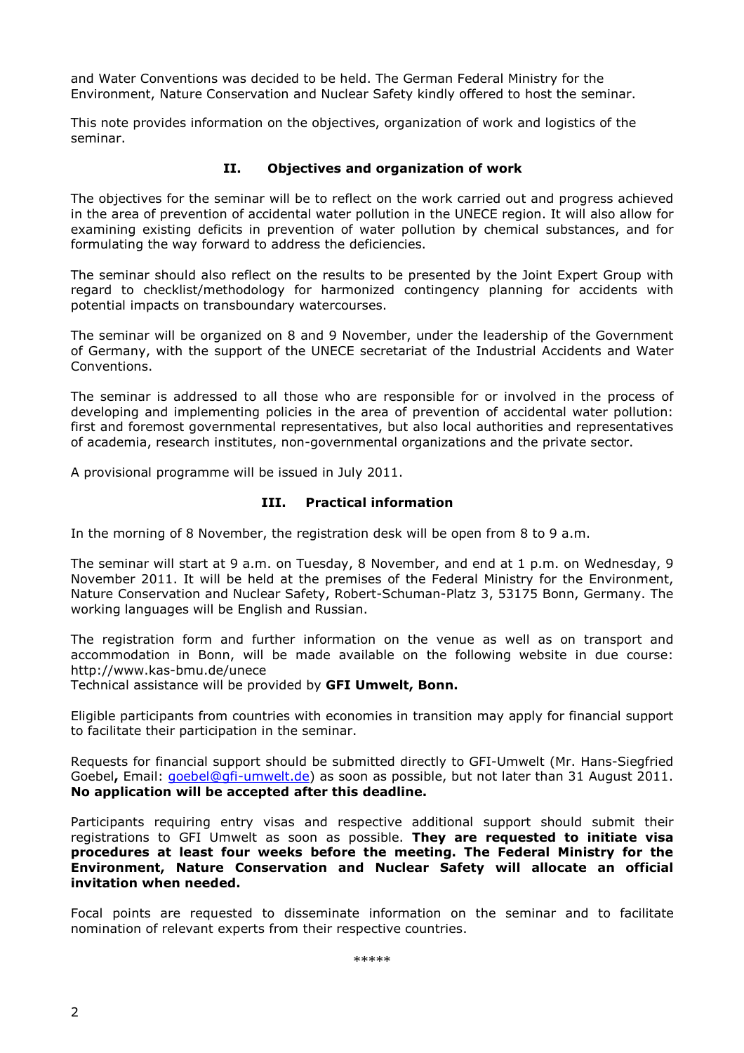and Water Conventions was decided to be held. The German Federal Ministry for the Environment, Nature Conservation and Nuclear Safety kindly offered to host the seminar.

This note provides information on the objectives, organization of work and logistics of the seminar.

## II. Objectives and organization of work

The objectives for the seminar will be to reflect on the work carried out and progress achieved in the area of prevention of accidental water pollution in the UNECE region. It will also allow for examining existing deficits in prevention of water pollution by chemical substances, and for formulating the way forward to address the deficiencies.

The seminar should also reflect on the results to be presented by the Joint Expert Group with regard to checklist/methodology for harmonized contingency planning for accidents with potential impacts on transboundary watercourses.

The seminar will be organized on 8 and 9 November, under the leadership of the Government of Germany, with the support of the UNECE secretariat of the Industrial Accidents and Water Conventions.

The seminar is addressed to all those who are responsible for or involved in the process of developing and implementing policies in the area of prevention of accidental water pollution: first and foremost governmental representatives, but also local authorities and representatives of academia, research institutes, non-governmental organizations and the private sector.

A provisional programme will be issued in July 2011.

## III. Practical information

In the morning of 8 November, the registration desk will be open from 8 to 9 a.m.

The seminar will start at 9 a.m. on Tuesday, 8 November, and end at 1 p.m. on Wednesday, 9 November 2011. It will be held at the premises of the Federal Ministry for the Environment, Nature Conservation and Nuclear Safety, Robert-Schuman-Platz 3, 53175 Bonn, Germany. The working languages will be English and Russian.

The registration form and further information on the venue as well as on transport and accommodation in Bonn, will be made available on the following website in due course: http://www.kas-bmu.de/unece
Technical assistance will be provided by **GFI Umwelt, Bonn.**

Eligible participants from countries with economies in transition may apply for financial support to facilitate their participation in the seminar.

Requests for financial support should be submitted directly to GFI-Umwelt (Mr. Hans-Siegfried Goebel**,** Email: goebel@gfi-umwelt.de) as soon as possible, but not later than 31 August 2011. **No application will be accepted after this deadline.**

Participants requiring entry visas and respective additional support should submit their registrations to GFI Umwelt as soon as possible. **They are requested to initiate visa procedures at least four weeks before the meeting. The Federal Ministry for the Environment, Nature Conservation and Nuclear Safety will allocate an official invitation when needed.**

Focal points are requested to disseminate information on the seminar and to facilitate nomination of relevant experts from their respective countries.

*****